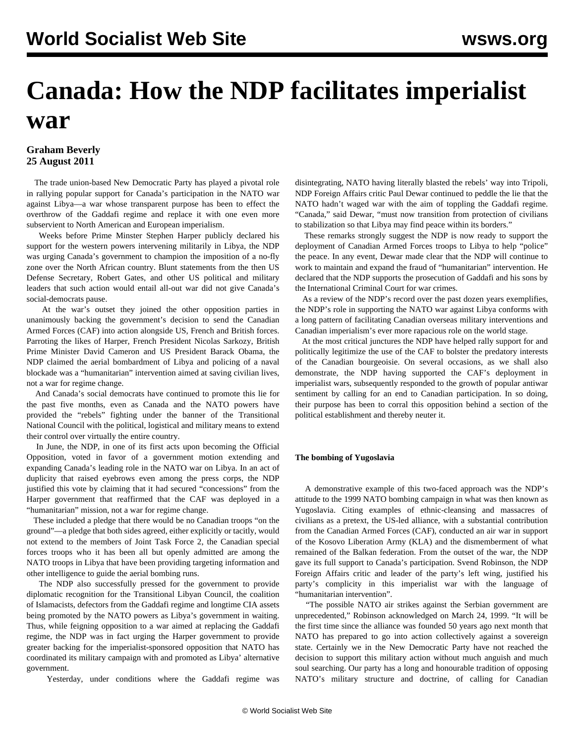# Canada: How the NDP facilitates imperialist war

**Graham Beverly**
**25 August 2011**

The trade union-based New Democratic Party has played a pivotal role in rallying popular support for Canada's participation in the NATO war against Libya—a war whose transparent purpose has been to effect the overthrow of the Gaddafi regime and replace it with one even more subservient to North American and European imperialism.

Weeks before Prime Minster Stephen Harper publicly declared his support for the western powers intervening militarily in Libya, the NDP was urging Canada's government to champion the imposition of a no-fly zone over the North African country. Blunt statements from the then US Defense Secretary, Robert Gates, and other US political and military leaders that such action would entail all-out war did not give Canada's social-democrats pause.

At the war's outset they joined the other opposition parties in unanimously backing the government's decision to send the Canadian Armed Forces (CAF) into action alongside US, French and British forces. Parroting the likes of Harper, French President Nicolas Sarkozy, British Prime Minister David Cameron and US President Barack Obama, the NDP claimed the aerial bombardment of Libya and policing of a naval blockade was a "humanitarian" intervention aimed at saving civilian lives, not a war for regime change.

And Canada's social democrats have continued to promote this lie for the past five months, even as Canada and the NATO powers have provided the "rebels" fighting under the banner of the Transitional National Council with the political, logistical and military means to extend their control over virtually the entire country.

In June, the NDP, in one of its first acts upon becoming the Official Opposition, voted in favor of a government motion extending and expanding Canada's leading role in the NATO war on Libya. In an act of duplicity that raised eyebrows even among the press corps, the NDP justified this vote by claiming that it had secured "concessions" from the Harper government that reaffirmed that the CAF was deployed in a "humanitarian" mission, not a war for regime change.

These included a pledge that there would be no Canadian troops "on the ground"—a pledge that both sides agreed, either explicitly or tacitly, would not extend to the members of Joint Task Force 2, the Canadian special forces troops who it has been all but openly admitted are among the NATO troops in Libya that have been providing targeting information and other intelligence to guide the aerial bombing runs.

The NDP also successfully pressed for the government to provide diplomatic recognition for the Transitional Libyan Council, the coalition of Islamacists, defectors from the Gaddafi regime and longtime CIA assets being promoted by the NATO powers as Libya's government in waiting. Thus, while feigning opposition to a war aimed at replacing the Gaddafi regime, the NDP was in fact urging the Harper government to provide greater backing for the imperialist-sponsored opposition that NATO has coordinated its military campaign with and promoted as Libya' alternative government.

Yesterday, under conditions where the Gaddafi regime was disintegrating, NATO having literally blasted the rebels' way into Tripoli, NDP Foreign Affairs critic Paul Dewar continued to peddle the lie that the NATO hadn't waged war with the aim of toppling the Gaddafi regime. "Canada," said Dewar, "must now transition from protection of civilians to stabilization so that Libya may find peace within its borders."

These remarks strongly suggest the NDP is now ready to support the deployment of Canadian Armed Forces troops to Libya to help "police" the peace. In any event, Dewar made clear that the NDP will continue to work to maintain and expand the fraud of "humanitarian" intervention. He declared that the NDP supports the prosecution of Gaddafi and his sons by the International Criminal Court for war crimes.

As a review of the NDP's record over the past dozen years exemplifies, the NDP's role in supporting the NATO war against Libya conforms with a long pattern of facilitating Canadian overseas military interventions and Canadian imperialism's ever more rapacious role on the world stage.

At the most critical junctures the NDP have helped rally support for and politically legitimize the use of the CAF to bolster the predatory interests of the Canadian bourgeoisie. On several occasions, as we shall also demonstrate, the NDP having supported the CAF's deployment in imperialist wars, subsequently responded to the growth of popular antiwar sentiment by calling for an end to Canadian participation. In so doing, their purpose has been to corral this opposition behind a section of the political establishment and thereby neuter it.

**The bombing of Yugoslavia**

A demonstrative example of this two-faced approach was the NDP's attitude to the 1999 NATO bombing campaign in what was then known as Yugoslavia. Citing examples of ethnic-cleansing and massacres of civilians as a pretext, the US-led alliance, with a substantial contribution from the Canadian Armed Forces (CAF), conducted an air war in support of the Kosovo Liberation Army (KLA) and the dismemberment of what remained of the Balkan federation. From the outset of the war, the NDP gave its full support to Canada's participation. Svend Robinson, the NDP Foreign Affairs critic and leader of the party's left wing, justified his party's complicity in this imperialist war with the language of "humanitarian intervention".

"The possible NATO air strikes against the Serbian government are unprecedented," Robinson acknowledged on March 24, 1999. "It will be the first time since the alliance was founded 50 years ago next month that NATO has prepared to go into action collectively against a sovereign state. Certainly we in the New Democratic Party have not reached the decision to support this military action without much anguish and much soul searching. Our party has a long and honourable tradition of opposing NATO's military structure and doctrine, of calling for Canadian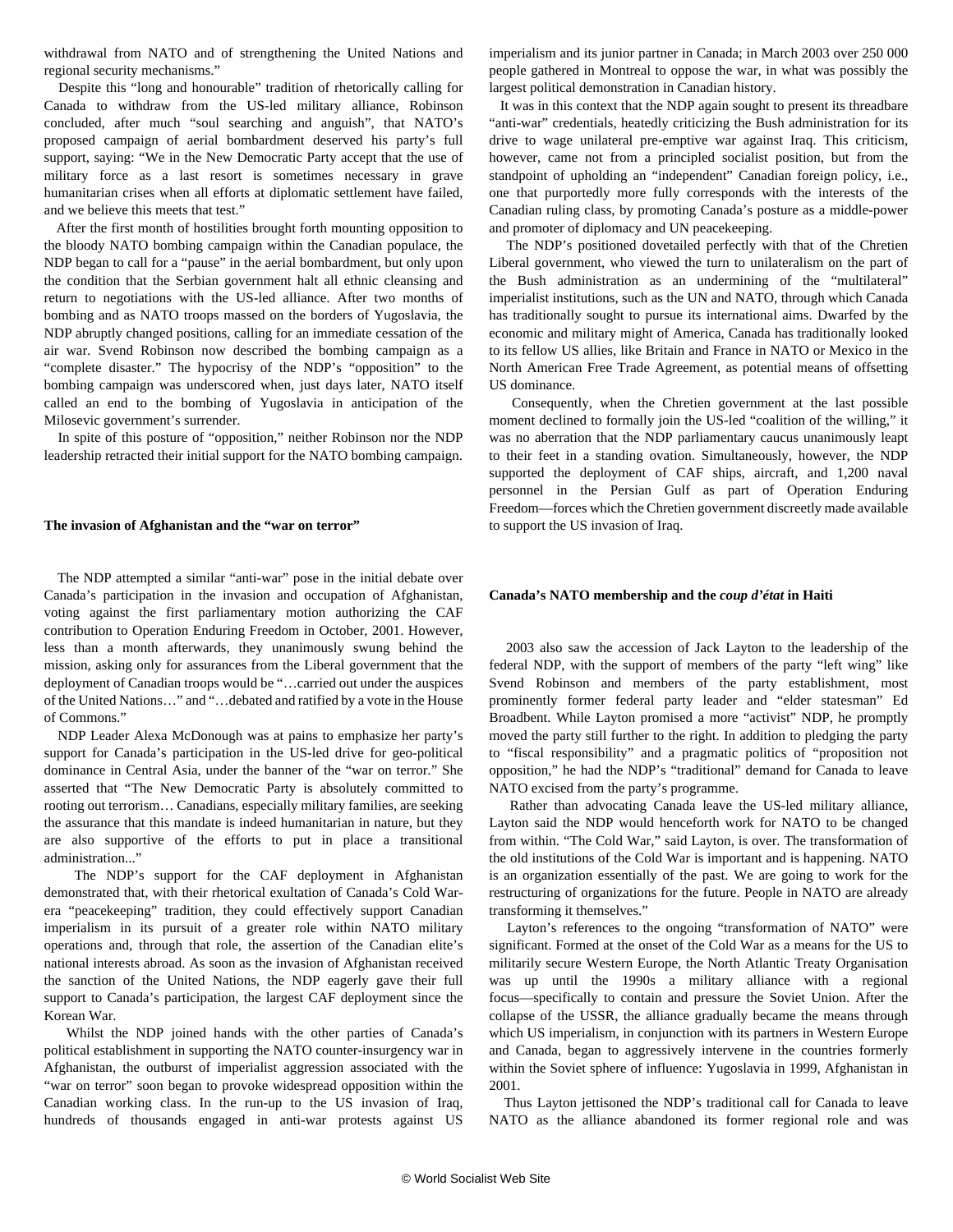withdrawal from NATO and of strengthening the United Nations and regional security mechanisms."

Despite this "long and honourable" tradition of rhetorically calling for Canada to withdraw from the US-led military alliance, Robinson concluded, after much "soul searching and anguish", that NATO's proposed campaign of aerial bombardment deserved his party's full support, saying: "We in the New Democratic Party accept that the use of military force as a last resort is sometimes necessary in grave humanitarian crises when all efforts at diplomatic settlement have failed, and we believe this meets that test."

After the first month of hostilities brought forth mounting opposition to the bloody NATO bombing campaign within the Canadian populace, the NDP began to call for a "pause" in the aerial bombardment, but only upon the condition that the Serbian government halt all ethnic cleansing and return to negotiations with the US-led alliance. After two months of bombing and as NATO troops massed on the borders of Yugoslavia, the NDP abruptly changed positions, calling for an immediate cessation of the air war. Svend Robinson now described the bombing campaign as a "complete disaster." The hypocrisy of the NDP's "opposition" to the bombing campaign was underscored when, just days later, NATO itself called an end to the bombing of Yugoslavia in anticipation of the Milosevic government's surrender.

In spite of this posture of "opposition," neither Robinson nor the NDP leadership retracted their initial support for the NATO bombing campaign.

**The invasion of Afghanistan and the "war on terror"**

The NDP attempted a similar "anti-war" pose in the initial debate over Canada's participation in the invasion and occupation of Afghanistan, voting against the first parliamentary motion authorizing the CAF contribution to Operation Enduring Freedom in October, 2001. However, less than a month afterwards, they unanimously swung behind the mission, asking only for assurances from the Liberal government that the deployment of Canadian troops would be "…carried out under the auspices of the United Nations…" and "…debated and ratified by a vote in the House of Commons."

NDP Leader Alexa McDonough was at pains to emphasize her party's support for Canada's participation in the US-led drive for geo-political dominance in Central Asia, under the banner of the "war on terror." She asserted that "The New Democratic Party is absolutely committed to rooting out terrorism… Canadians, especially military families, are seeking the assurance that this mandate is indeed humanitarian in nature, but they are also supportive of the efforts to put in place a transitional administration..."

The NDP's support for the CAF deployment in Afghanistan demonstrated that, with their rhetorical exultation of Canada's Cold War-era "peacekeeping" tradition, they could effectively support Canadian imperialism in its pursuit of a greater role within NATO military operations and, through that role, the assertion of the Canadian elite's national interests abroad. As soon as the invasion of Afghanistan received the sanction of the United Nations, the NDP eagerly gave their full support to Canada's participation, the largest CAF deployment since the Korean War.

Whilst the NDP joined hands with the other parties of Canada's political establishment in supporting the NATO counter-insurgency war in Afghanistan, the outburst of imperialist aggression associated with the "war on terror" soon began to provoke widespread opposition within the Canadian working class. In the run-up to the US invasion of Iraq, hundreds of thousands engaged in anti-war protests against US imperialism and its junior partner in Canada; in March 2003 over 250 000 people gathered in Montreal to oppose the war, in what was possibly the largest political demonstration in Canadian history.

It was in this context that the NDP again sought to present its threadbare "anti-war" credentials, heatedly criticizing the Bush administration for its drive to wage unilateral pre-emptive war against Iraq. This criticism, however, came not from a principled socialist position, but from the standpoint of upholding an "independent" Canadian foreign policy, i.e., one that purportedly more fully corresponds with the interests of the Canadian ruling class, by promoting Canada's posture as a middle-power and promoter of diplomacy and UN peacekeeping.

The NDP's positioned dovetailed perfectly with that of the Chretien Liberal government, who viewed the turn to unilateralism on the part of the Bush administration as an undermining of the "multilateral" imperialist institutions, such as the UN and NATO, through which Canada has traditionally sought to pursue its international aims. Dwarfed by the economic and military might of America, Canada has traditionally looked to its fellow US allies, like Britain and France in NATO or Mexico in the North American Free Trade Agreement, as potential means of offsetting US dominance.

Consequently, when the Chretien government at the last possible moment declined to formally join the US-led "coalition of the willing," it was no aberration that the NDP parliamentary caucus unanimously leapt to their feet in a standing ovation. Simultaneously, however, the NDP supported the deployment of CAF ships, aircraft, and 1,200 naval personnel in the Persian Gulf as part of Operation Enduring Freedom—forces which the Chretien government discreetly made available to support the US invasion of Iraq.

**Canada's NATO membership and the *coup d'état* in Haiti**

2003 also saw the accession of Jack Layton to the leadership of the federal NDP, with the support of members of the party "left wing" like Svend Robinson and members of the party establishment, most prominently former federal party leader and "elder statesman" Ed Broadbent. While Layton promised a more "activist" NDP, he promptly moved the party still further to the right. In addition to pledging the party to "fiscal responsibility" and a pragmatic politics of "proposition not opposition," he had the NDP's "traditional" demand for Canada to leave NATO excised from the party's programme.

Rather than advocating Canada leave the US-led military alliance, Layton said the NDP would henceforth work for NATO to be changed from within. "The Cold War," said Layton, is over. The transformation of the old institutions of the Cold War is important and is happening. NATO is an organization essentially of the past. We are going to work for the restructuring of organizations for the future. People in NATO are already transforming it themselves."

Layton's references to the ongoing "transformation of NATO" were significant. Formed at the onset of the Cold War as a means for the US to militarily secure Western Europe, the North Atlantic Treaty Organisation was up until the 1990s a military alliance with a regional focus—specifically to contain and pressure the Soviet Union. After the collapse of the USSR, the alliance gradually became the means through which US imperialism, in conjunction with its partners in Western Europe and Canada, began to aggressively intervene in the countries formerly within the Soviet sphere of influence: Yugoslavia in 1999, Afghanistan in 2001.

Thus Layton jettisoned the NDP's traditional call for Canada to leave NATO as the alliance abandoned its former regional role and was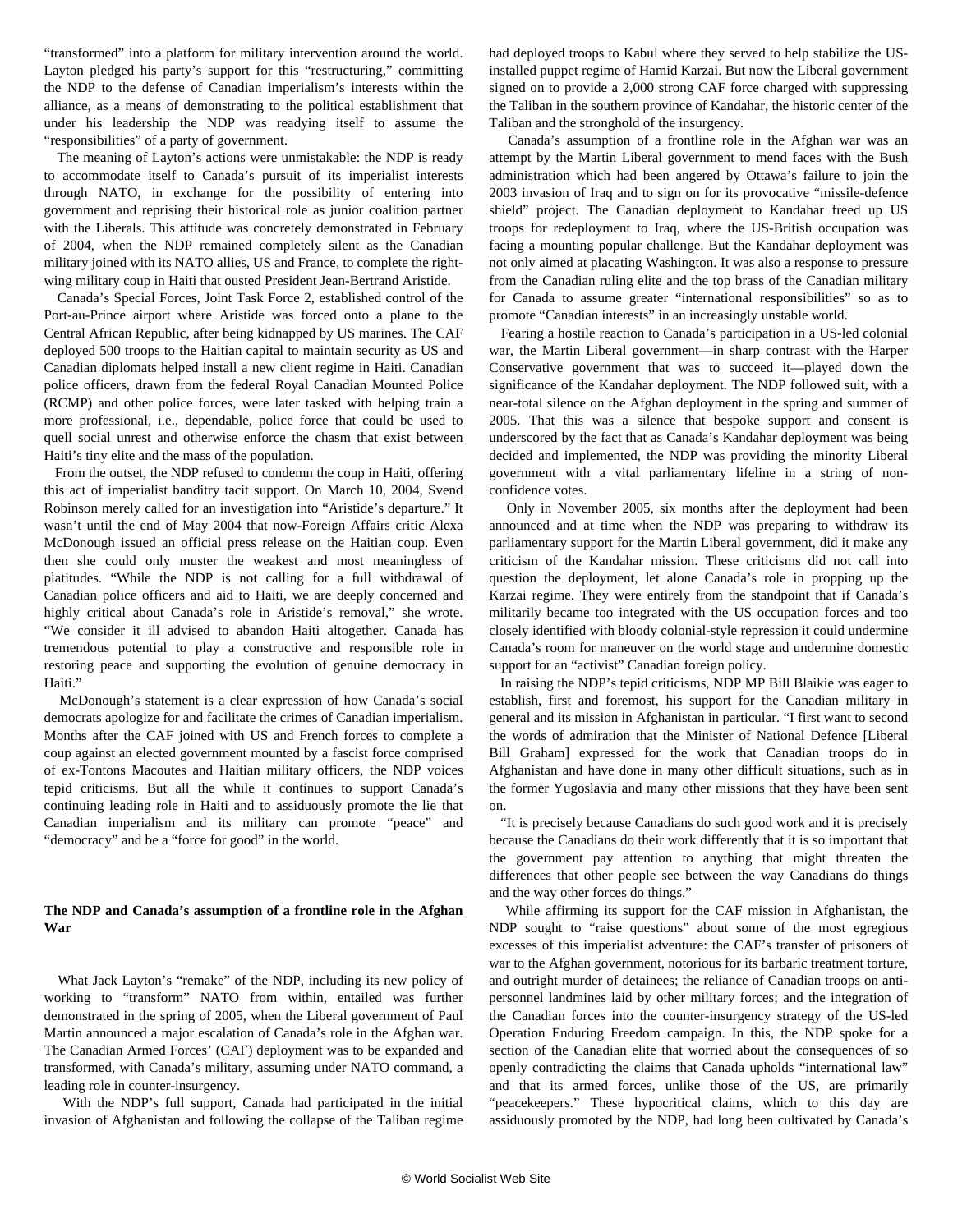"transformed" into a platform for military intervention around the world. Layton pledged his party's support for this "restructuring," committing the NDP to the defense of Canadian imperialism's interests within the alliance, as a means of demonstrating to the political establishment that under his leadership the NDP was readying itself to assume the "responsibilities" of a party of government.

The meaning of Layton's actions were unmistakable: the NDP is ready to accommodate itself to Canada's pursuit of its imperialist interests through NATO, in exchange for the possibility of entering into government and reprising their historical role as junior coalition partner with the Liberals. This attitude was concretely demonstrated in February of 2004, when the NDP remained completely silent as the Canadian military joined with its NATO allies, US and France, to complete the right-wing military coup in Haiti that ousted President Jean-Bertrand Aristide.

Canada's Special Forces, Joint Task Force 2, established control of the Port-au-Prince airport where Aristide was forced onto a plane to the Central African Republic, after being kidnapped by US marines. The CAF deployed 500 troops to the Haitian capital to maintain security as US and Canadian diplomats helped install a new client regime in Haiti. Canadian police officers, drawn from the federal Royal Canadian Mounted Police (RCMP) and other police forces, were later tasked with helping train a more professional, i.e., dependable, police force that could be used to quell social unrest and otherwise enforce the chasm that exist between Haiti's tiny elite and the mass of the population.

From the outset, the NDP refused to condemn the coup in Haiti, offering this act of imperialist banditry tacit support. On March 10, 2004, Svend Robinson merely called for an investigation into "Aristide's departure." It wasn't until the end of May 2004 that now-Foreign Affairs critic Alexa McDonough issued an official press release on the Haitian coup. Even then she could only muster the weakest and most meaningless of platitudes. "While the NDP is not calling for a full withdrawal of Canadian police officers and aid to Haiti, we are deeply concerned and highly critical about Canada's role in Aristide's removal," she wrote. "We consider it ill advised to abandon Haiti altogether. Canada has tremendous potential to play a constructive and responsible role in restoring peace and supporting the evolution of genuine democracy in Haiti."

McDonough's statement is a clear expression of how Canada's social democrats apologize for and facilitate the crimes of Canadian imperialism. Months after the CAF joined with US and French forces to complete a coup against an elected government mounted by a fascist force comprised of ex-Tontons Macoutes and Haitian military officers, the NDP voices tepid criticisms. But all the while it continues to support Canada's continuing leading role in Haiti and to assiduously promote the lie that Canadian imperialism and its military can promote "peace" and "democracy" and be a "force for good" in the world.

**The NDP and Canada's assumption of a frontline role in the Afghan War**

What Jack Layton's "remake" of the NDP, including its new policy of working to "transform" NATO from within, entailed was further demonstrated in the spring of 2005, when the Liberal government of Paul Martin announced a major escalation of Canada's role in the Afghan war. The Canadian Armed Forces' (CAF) deployment was to be expanded and transformed, with Canada's military, assuming under NATO command, a leading role in counter-insurgency.

With the NDP's full support, Canada had participated in the initial invasion of Afghanistan and following the collapse of the Taliban regime had deployed troops to Kabul where they served to help stabilize the US-installed puppet regime of Hamid Karzai. But now the Liberal government signed on to provide a 2,000 strong CAF force charged with suppressing the Taliban in the southern province of Kandahar, the historic center of the Taliban and the stronghold of the insurgency.

Canada's assumption of a frontline role in the Afghan war was an attempt by the Martin Liberal government to mend faces with the Bush administration which had been angered by Ottawa's failure to join the 2003 invasion of Iraq and to sign on for its provocative "missile-defence shield" project. The Canadian deployment to Kandahar freed up US troops for redeployment to Iraq, where the US-British occupation was facing a mounting popular challenge. But the Kandahar deployment was not only aimed at placating Washington. It was also a response to pressure from the Canadian ruling elite and the top brass of the Canadian military for Canada to assume greater "international responsibilities" so as to promote "Canadian interests" in an increasingly unstable world.

Fearing a hostile reaction to Canada's participation in a US-led colonial war, the Martin Liberal government—in sharp contrast with the Harper Conservative government that was to succeed it—played down the significance of the Kandahar deployment. The NDP followed suit, with a near-total silence on the Afghan deployment in the spring and summer of 2005. That this was a silence that bespoke support and consent is underscored by the fact that as Canada's Kandahar deployment was being decided and implemented, the NDP was providing the minority Liberal government with a vital parliamentary lifeline in a string of non-confidence votes.

Only in November 2005, six months after the deployment had been announced and at time when the NDP was preparing to withdraw its parliamentary support for the Martin Liberal government, did it make any criticism of the Kandahar mission. These criticisms did not call into question the deployment, let alone Canada's role in propping up the Karzai regime. They were entirely from the standpoint that if Canada's militarily became too integrated with the US occupation forces and too closely identified with bloody colonial-style repression it could undermine Canada's room for maneuver on the world stage and undermine domestic support for an "activist" Canadian foreign policy.

In raising the NDP's tepid criticisms, NDP MP Bill Blaikie was eager to establish, first and foremost, his support for the Canadian military in general and its mission in Afghanistan in particular. "I first want to second the words of admiration that the Minister of National Defence [Liberal Bill Graham] expressed for the work that Canadian troops do in Afghanistan and have done in many other difficult situations, such as in the former Yugoslavia and many other missions that they have been sent on.

"It is precisely because Canadians do such good work and it is precisely because the Canadians do their work differently that it is so important that the government pay attention to anything that might threaten the differences that other people see between the way Canadians do things and the way other forces do things."

While affirming its support for the CAF mission in Afghanistan, the NDP sought to "raise questions" about some of the most egregious excesses of this imperialist adventure: the CAF's transfer of prisoners of war to the Afghan government, notorious for its barbaric treatment torture, and outright murder of detainees; the reliance of Canadian troops on anti-personnel landmines laid by other military forces; and the integration of the Canadian forces into the counter-insurgency strategy of the US-led Operation Enduring Freedom campaign. In this, the NDP spoke for a section of the Canadian elite that worried about the consequences of so openly contradicting the claims that Canada upholds "international law" and that its armed forces, unlike those of the US, are primarily "peacekeepers." These hypocritical claims, which to this day are assiduously promoted by the NDP, had long been cultivated by Canada's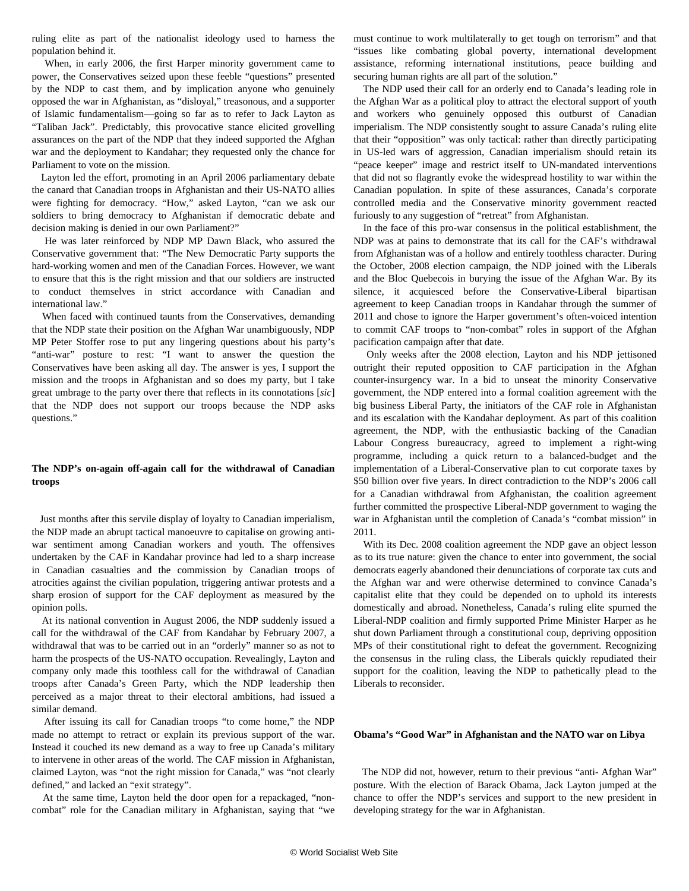ruling elite as part of the nationalist ideology used to harness the population behind it.

When, in early 2006, the first Harper minority government came to power, the Conservatives seized upon these feeble "questions" presented by the NDP to cast them, and by implication anyone who genuinely opposed the war in Afghanistan, as "disloyal," treasonous, and a supporter of Islamic fundamentalism—going so far as to refer to Jack Layton as "Taliban Jack". Predictably, this provocative stance elicited grovelling assurances on the part of the NDP that they indeed supported the Afghan war and the deployment to Kandahar; they requested only the chance for Parliament to vote on the mission.

Layton led the effort, promoting in an April 2006 parliamentary debate the canard that Canadian troops in Afghanistan and their US-NATO allies were fighting for democracy. "How," asked Layton, "can we ask our soldiers to bring democracy to Afghanistan if democratic debate and decision making is denied in our own Parliament?"

He was later reinforced by NDP MP Dawn Black, who assured the Conservative government that: "The New Democratic Party supports the hard-working women and men of the Canadian Forces. However, we want to ensure that this is the right mission and that our soldiers are instructed to conduct themselves in strict accordance with Canadian and international law."

When faced with continued taunts from the Conservatives, demanding that the NDP state their position on the Afghan War unambiguously, NDP MP Peter Stoffer rose to put any lingering questions about his party's "anti-war" posture to rest: "I want to answer the question the Conservatives have been asking all day. The answer is yes, I support the mission and the troops in Afghanistan and so does my party, but I take great umbrage to the party over there that reflects in its connotations [*sic*] that the NDP does not support our troops because the NDP asks questions."

**The NDP's on-again off-again call for the withdrawal of Canadian troops**

Just months after this servile display of loyalty to Canadian imperialism, the NDP made an abrupt tactical manoeuvre to capitalise on growing anti-war sentiment among Canadian workers and youth. The offensives undertaken by the CAF in Kandahar province had led to a sharp increase in Canadian casualties and the commission by Canadian troops of atrocities against the civilian population, triggering antiwar protests and a sharp erosion of support for the CAF deployment as measured by the opinion polls.

At its national convention in August 2006, the NDP suddenly issued a call for the withdrawal of the CAF from Kandahar by February 2007, a withdrawal that was to be carried out in an "orderly" manner so as not to harm the prospects of the US-NATO occupation. Revealingly, Layton and company only made this toothless call for the withdrawal of Canadian troops after Canada's Green Party, which the NDP leadership then perceived as a major threat to their electoral ambitions, had issued a similar demand.

After issuing its call for Canadian troops "to come home," the NDP made no attempt to retract or explain its previous support of the war. Instead it couched its new demand as a way to free up Canada's military to intervene in other areas of the world. The CAF mission in Afghanistan, claimed Layton, was "not the right mission for Canada," was "not clearly defined," and lacked an "exit strategy".

At the same time, Layton held the door open for a repackaged, "non-combat" role for the Canadian military in Afghanistan, saying that "we must continue to work multilaterally to get tough on terrorism" and that "issues like combating global poverty, international development assistance, reforming international institutions, peace building and securing human rights are all part of the solution."

The NDP used their call for an orderly end to Canada's leading role in the Afghan War as a political ploy to attract the electoral support of youth and workers who genuinely opposed this outburst of Canadian imperialism. The NDP consistently sought to assure Canada's ruling elite that their "opposition" was only tactical: rather than directly participating in US-led wars of aggression, Canadian imperialism should retain its "peace keeper" image and restrict itself to UN-mandated interventions that did not so flagrantly evoke the widespread hostility to war within the Canadian population. In spite of these assurances, Canada's corporate controlled media and the Conservative minority government reacted furiously to any suggestion of "retreat" from Afghanistan.

In the face of this pro-war consensus in the political establishment, the NDP was at pains to demonstrate that its call for the CAF's withdrawal from Afghanistan was of a hollow and entirely toothless character. During the October, 2008 election campaign, the NDP joined with the Liberals and the Bloc Quebecois in burying the issue of the Afghan War. By its silence, it acquiesced before the Conservative-Liberal bipartisan agreement to keep Canadian troops in Kandahar through the summer of 2011 and chose to ignore the Harper government's often-voiced intention to commit CAF troops to "non-combat" roles in support of the Afghan pacification campaign after that date.

Only weeks after the 2008 election, Layton and his NDP jettisoned outright their reputed opposition to CAF participation in the Afghan counter-insurgency war. In a bid to unseat the minority Conservative government, the NDP entered into a formal coalition agreement with the big business Liberal Party, the initiators of the CAF role in Afghanistan and its escalation with the Kandahar deployment. As part of this coalition agreement, the NDP, with the enthusiastic backing of the Canadian Labour Congress bureaucracy, agreed to implement a right-wing programme, including a quick return to a balanced-budget and the implementation of a Liberal-Conservative plan to cut corporate taxes by $50 billion over five years. In direct contradiction to the NDP's 2006 call for a Canadian withdrawal from Afghanistan, the coalition agreement further committed the prospective Liberal-NDP government to waging the war in Afghanistan until the completion of Canada's "combat mission" in 2011.

With its Dec. 2008 coalition agreement the NDP gave an object lesson as to its true nature: given the chance to enter into government, the social democrats eagerly abandoned their denunciations of corporate tax cuts and the Afghan war and were otherwise determined to convince Canada's capitalist elite that they could be depended on to uphold its interests domestically and abroad. Nonetheless, Canada's ruling elite spurned the Liberal-NDP coalition and firmly supported Prime Minister Harper as he shut down Parliament through a constitutional coup, depriving opposition MPs of their constitutional right to defeat the government. Recognizing the consensus in the ruling class, the Liberals quickly repudiated their support for the coalition, leaving the NDP to pathetically plead to the Liberals to reconsider.

**Obama's "Good War" in Afghanistan and the NATO war on Libya**

The NDP did not, however, return to their previous "anti- Afghan War" posture. With the election of Barack Obama, Jack Layton jumped at the chance to offer the NDP's services and support to the new president in developing strategy for the war in Afghanistan.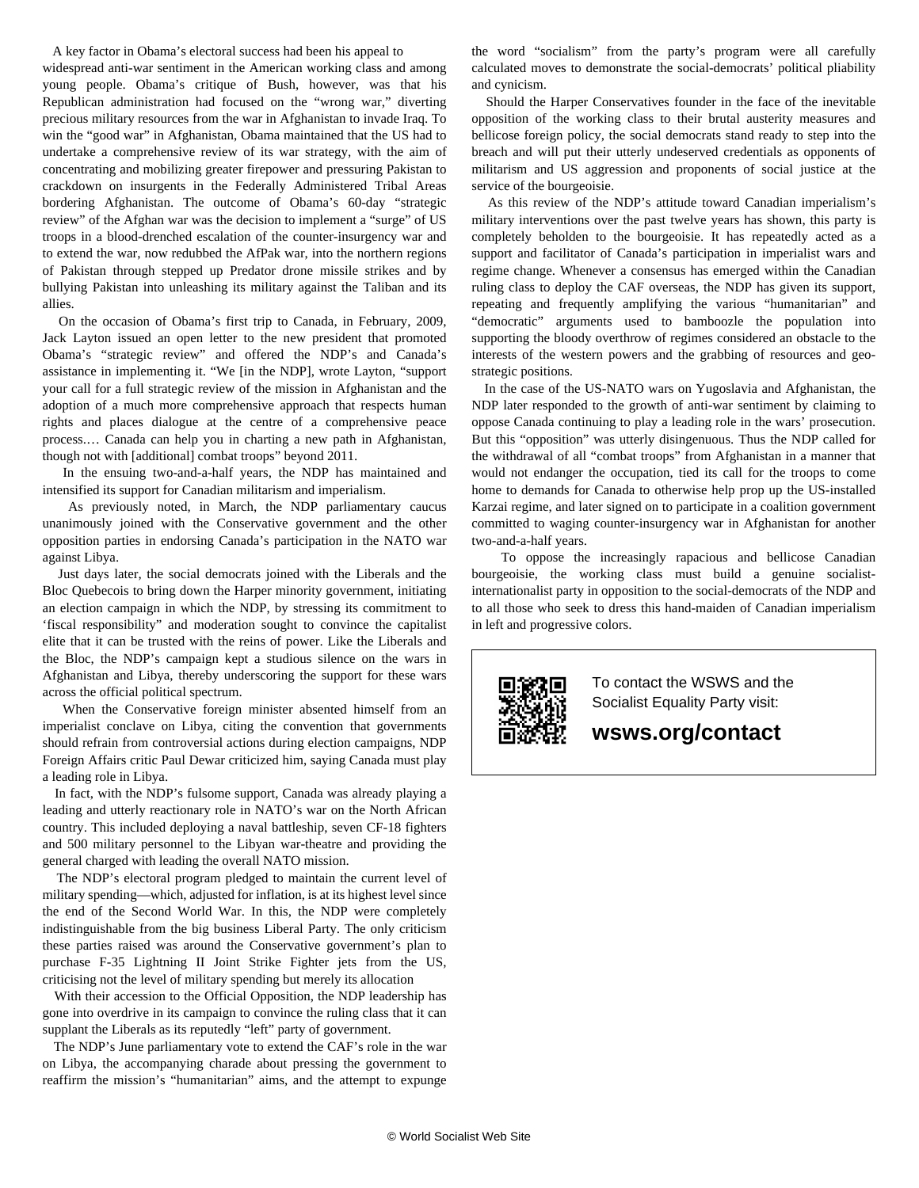A key factor in Obama's electoral success had been his appeal to widespread anti-war sentiment in the American working class and among young people. Obama's critique of Bush, however, was that his Republican administration had focused on the "wrong war," diverting precious military resources from the war in Afghanistan to invade Iraq. To win the "good war" in Afghanistan, Obama maintained that the US had to undertake a comprehensive review of its war strategy, with the aim of concentrating and mobilizing greater firepower and pressuring Pakistan to crackdown on insurgents in the Federally Administered Tribal Areas bordering Afghanistan. The outcome of Obama's 60-day "strategic review" of the Afghan war was the decision to implement a "surge" of US troops in a blood-drenched escalation of the counter-insurgency war and to extend the war, now redubbed the AfPak war, into the northern regions of Pakistan through stepped up Predator drone missile strikes and by bullying Pakistan into unleashing its military against the Taliban and its allies.

On the occasion of Obama's first trip to Canada, in February, 2009, Jack Layton issued an open letter to the new president that promoted Obama's "strategic review" and offered the NDP's and Canada's assistance in implementing it. "We [in the NDP], wrote Layton, "support your call for a full strategic review of the mission in Afghanistan and the adoption of a much more comprehensive approach that respects human rights and places dialogue at the centre of a comprehensive peace process.… Canada can help you in charting a new path in Afghanistan, though not with [additional] combat troops" beyond 2011.

In the ensuing two-and-a-half years, the NDP has maintained and intensified its support for Canadian militarism and imperialism.

As previously noted, in March, the NDP parliamentary caucus unanimously joined with the Conservative government and the other opposition parties in endorsing Canada's participation in the NATO war against Libya.

Just days later, the social democrats joined with the Liberals and the Bloc Quebecois to bring down the Harper minority government, initiating an election campaign in which the NDP, by stressing its commitment to 'fiscal responsibility" and moderation sought to convince the capitalist elite that it can be trusted with the reins of power. Like the Liberals and the Bloc, the NDP's campaign kept a studious silence on the wars in Afghanistan and Libya, thereby underscoring the support for these wars across the official political spectrum.

When the Conservative foreign minister absented himself from an imperialist conclave on Libya, citing the convention that governments should refrain from controversial actions during election campaigns, NDP Foreign Affairs critic Paul Dewar criticized him, saying Canada must play a leading role in Libya.

In fact, with the NDP's fulsome support, Canada was already playing a leading and utterly reactionary role in NATO's war on the North African country. This included deploying a naval battleship, seven CF-18 fighters and 500 military personnel to the Libyan war-theatre and providing the general charged with leading the overall NATO mission.

The NDP's electoral program pledged to maintain the current level of military spending—which, adjusted for inflation, is at its highest level since the end of the Second World War. In this, the NDP were completely indistinguishable from the big business Liberal Party. The only criticism these parties raised was around the Conservative government's plan to purchase F-35 Lightning II Joint Strike Fighter jets from the US, criticising not the level of military spending but merely its allocation

With their accession to the Official Opposition, the NDP leadership has gone into overdrive in its campaign to convince the ruling class that it can supplant the Liberals as its reputedly "left" party of government.

The NDP's June parliamentary vote to extend the CAF's role in the war on Libya, the accompanying charade about pressing the government to reaffirm the mission's "humanitarian" aims, and the attempt to expunge the word "socialism" from the party's program were all carefully calculated moves to demonstrate the social-democrats' political pliability and cynicism.

Should the Harper Conservatives founder in the face of the inevitable opposition of the working class to their brutal austerity measures and bellicose foreign policy, the social democrats stand ready to step into the breach and will put their utterly undeserved credentials as opponents of militarism and US aggression and proponents of social justice at the service of the bourgeoisie.

As this review of the NDP's attitude toward Canadian imperialism's military interventions over the past twelve years has shown, this party is completely beholden to the bourgeoisie. It has repeatedly acted as a support and facilitator of Canada's participation in imperialist wars and regime change. Whenever a consensus has emerged within the Canadian ruling class to deploy the CAF overseas, the NDP has given its support, repeating and frequently amplifying the various "humanitarian" and "democratic" arguments used to bamboozle the population into supporting the bloody overthrow of regimes considered an obstacle to the interests of the western powers and the grabbing of resources and geo-strategic positions.

In the case of the US-NATO wars on Yugoslavia and Afghanistan, the NDP later responded to the growth of anti-war sentiment by claiming to oppose Canada continuing to play a leading role in the wars' prosecution. But this "opposition" was utterly disingenuous. Thus the NDP called for the withdrawal of all "combat troops" from Afghanistan in a manner that would not endanger the occupation, tied its call for the troops to come home to demands for Canada to otherwise help prop up the US-installed Karzai regime, and later signed on to participate in a coalition government committed to waging counter-insurgency war in Afghanistan for another two-and-a-half years.

To oppose the increasingly rapacious and bellicose Canadian bourgeoisie, the working class must build a genuine socialist-internationalist party in opposition to the social-democrats of the NDP and to all those who seek to dress this hand-maiden of Canadian imperialism in left and progressive colors.

To contact the WSWS and the Socialist Equality Party visit:

**wsws.org/contact**